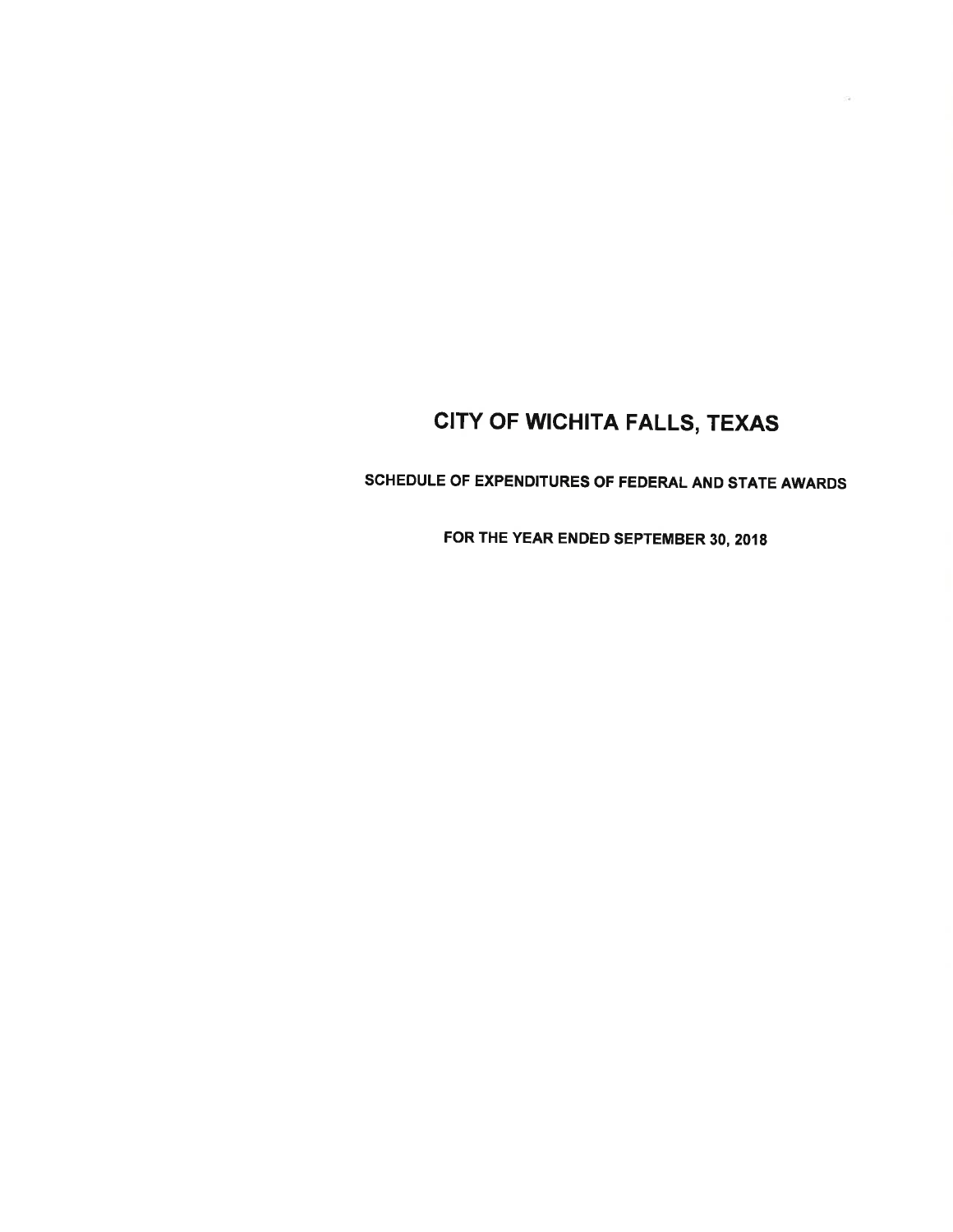# CITY OF WICHITA FALLS, TEXAS

## SCHEDULE OF EXPENDITURES OF FEDERAL AND STATE AWARDS

### FOR THE YEAR ENDED SEPTEMBER 30, 2018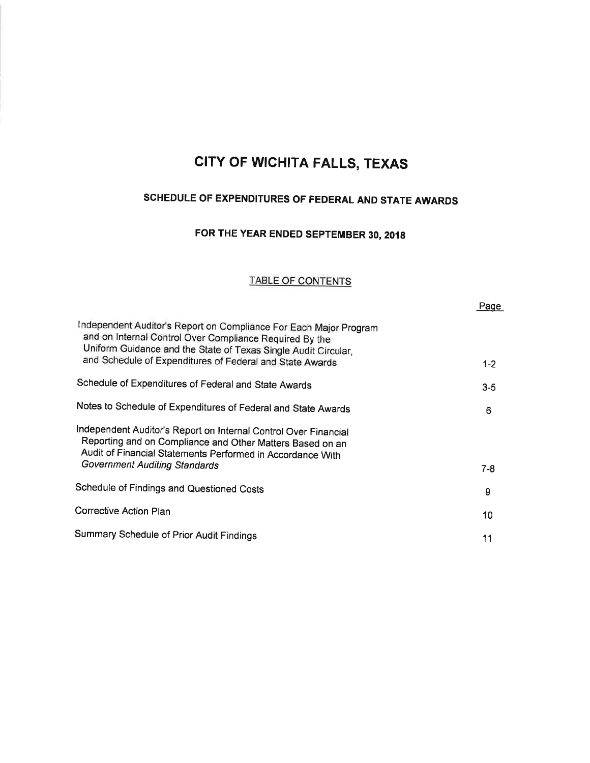# CITY OF WICHITA FALLS, TEXAS

## SCHEDULE OF EXPENDITURES OF FEDERAL AND STATE AWARDS

## FOR THE YEAR ENDED SEPTEMBER 30, 2018

### TABLE OF CONTENTS

| | Page |
|---|---|
| Independent Auditor's Report on Compliance For Each Major Program and on Internal Control Over Compliance Required By the Uniform Guidance and the State of Texas Single Audit Circular, and Schedule of Expenditures of Federal and State Awards | 1-2 |
| Schedule of Expenditures of Federal and State Awards | 3-5 |
| Notes to Schedule of Expenditures of Federal and State Awards | 6 |
| Independent Auditor's Report on Internal Control Over Financial Reporting and on Compliance and Other Matters Based on an Audit of Financial Statements Performed in Accordance With *Government Auditing Standards* | 7-8 |
| Schedule of Findings and Questioned Costs | 9 |
| Corrective Action Plan | 10 |
| Summary Schedule of Prior Audit Findings | 11 |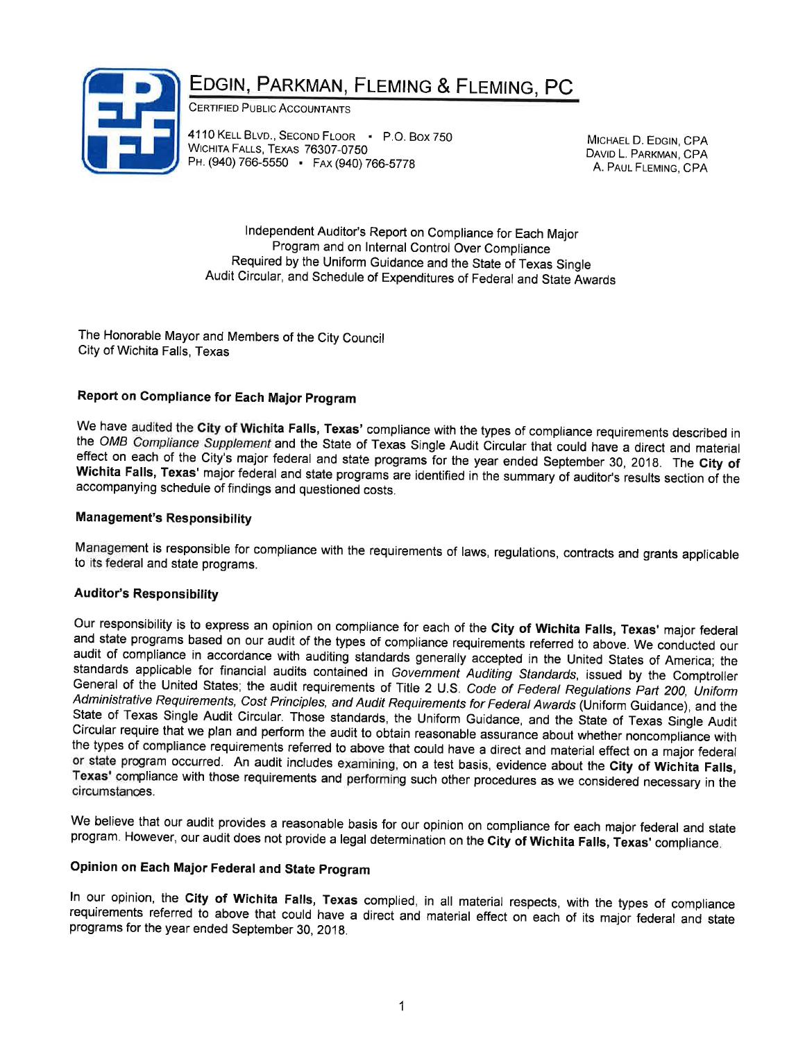# EDGIN, PARKMAN, FLEMING & FLEMING, PC

CERTIFIED PUBLIC ACCOUNTANTS

4110 KELL BLVD., SECOND FLOOR • P.O. BOX 750
WICHITA FALLS, TEXAS 76307-0750
PH. (940) 766-5550 • FAX (940) 766-5778

MICHAEL D. EDGIN, CPA
DAVID L. PARKMAN, CPA
A. PAUL FLEMING, CPA

Independent Auditor's Report on Compliance for Each Major Program and on Internal Control Over Compliance Required by the Uniform Guidance and the State of Texas Single Audit Circular, and Schedule of Expenditures of Federal and State Awards

The Honorable Mayor and Members of the City Council
City of Wichita Falls, Texas

## Report on Compliance for Each Major Program

We have audited the **City of Wichita Falls, Texas'** compliance with the types of compliance requirements described in the *OMB Compliance Supplement* and the State of Texas Single Audit Circular that could have a direct and material effect on each of the City's major federal and state programs for the year ended September 30, 2018. The **City of Wichita Falls, Texas'** major federal and state programs are identified in the summary of auditor's results section of the accompanying schedule of findings and questioned costs.

### Management's Responsibility

Management is responsible for compliance with the requirements of laws, regulations, contracts and grants applicable to its federal and state programs.

### Auditor's Responsibility

Our responsibility is to express an opinion on compliance for each of the **City of Wichita Falls, Texas'** major federal and state programs based on our audit of the types of compliance requirements referred to above. We conducted our audit of compliance in accordance with auditing standards generally accepted in the United States of America; the standards applicable for financial audits contained in *Government Auditing Standards*, issued by the Comptroller General of the United States; the audit requirements of Title 2 U.S. *Code of Federal Regulations Part 200, Uniform Administrative Requirements, Cost Principles, and Audit Requirements for Federal Awards* (Uniform Guidance), and the State of Texas Single Audit Circular. Those standards, the Uniform Guidance, and the State of Texas Single Audit Circular require that we plan and perform the audit to obtain reasonable assurance about whether noncompliance with the types of compliance requirements referred to above that could have a direct and material effect on a major federal or state program occurred. An audit includes examining, on a test basis, evidence about the **City of Wichita Falls, Texas'** compliance with those requirements and performing such other procedures as we considered necessary in the circumstances.

We believe that our audit provides a reasonable basis for our opinion on compliance for each major federal and state program. However, our audit does not provide a legal determination on the **City of Wichita Falls, Texas'** compliance.

### Opinion on Each Major Federal and State Program

In our opinion, the **City of Wichita Falls, Texas** complied, in all material respects, with the types of compliance requirements referred to above that could have a direct and material effect on each of its major federal and state programs for the year ended September 30, 2018.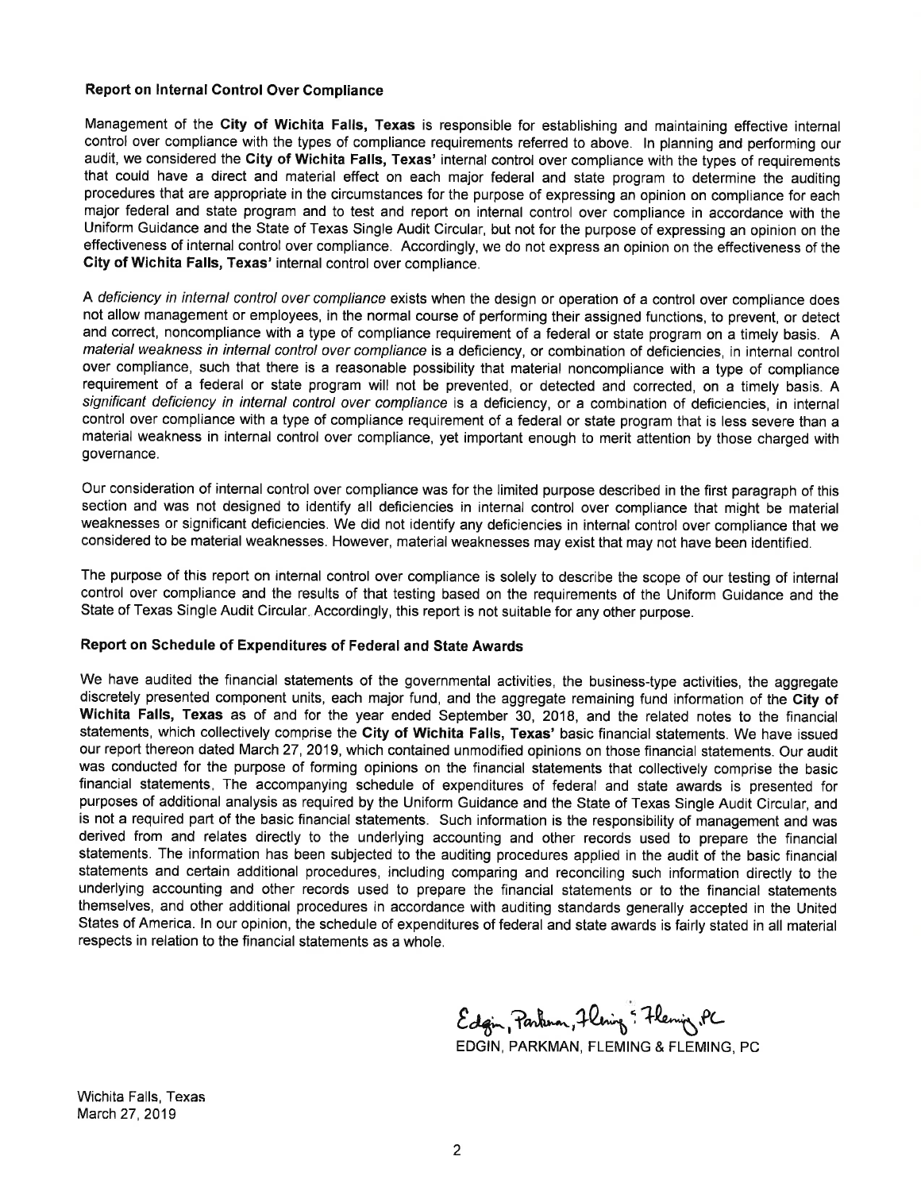### Report on Internal Control Over Compliance

Management of the **City of Wichita Falls, Texas** is responsible for establishing and maintaining effective internal control over compliance with the types of compliance requirements referred to above. In planning and performing our audit, we considered the **City of Wichita Falls, Texas'** internal control over compliance with the types of requirements that could have a direct and material effect on each major federal and state program to determine the auditing procedures that are appropriate in the circumstances for the purpose of expressing an opinion on compliance for each major federal and state program and to test and report on internal control over compliance in accordance with the Uniform Guidance and the State of Texas Single Audit Circular, but not for the purpose of expressing an opinion on the effectiveness of internal control over compliance. Accordingly, we do not express an opinion on the effectiveness of the **City of Wichita Falls, Texas'** internal control over compliance.

A *deficiency in internal control over compliance* exists when the design or operation of a control over compliance does not allow management or employees, in the normal course of performing their assigned functions, to prevent, or detect and correct, noncompliance with a type of compliance requirement of a federal or state program on a timely basis. A *material weakness in internal control over compliance* is a deficiency, or combination of deficiencies, in internal control over compliance, such that there is a reasonable possibility that material noncompliance with a type of compliance requirement of a federal or state program will not be prevented, or detected and corrected, on a timely basis. A *significant deficiency in internal control over compliance* is a deficiency, or a combination of deficiencies, in internal control over compliance with a type of compliance requirement of a federal or state program that is less severe than a material weakness in internal control over compliance, yet important enough to merit attention by those charged with governance.

Our consideration of internal control over compliance was for the limited purpose described in the first paragraph of this section and was not designed to identify all deficiencies in internal control over compliance that might be material weaknesses or significant deficiencies. We did not identify any deficiencies in internal control over compliance that we considered to be material weaknesses. However, material weaknesses may exist that may not have been identified.

The purpose of this report on internal control over compliance is solely to describe the scope of our testing of internal control over compliance and the results of that testing based on the requirements of the Uniform Guidance and the State of Texas Single Audit Circular. Accordingly, this report is not suitable for any other purpose.

### Report on Schedule of Expenditures of Federal and State Awards

We have audited the financial statements of the governmental activities, the business-type activities, the aggregate discretely presented component units, each major fund, and the aggregate remaining fund information of the **City of Wichita Falls, Texas** as of and for the year ended September 30, 2018, and the related notes to the financial statements, which collectively comprise the **City of Wichita Falls, Texas'** basic financial statements. We have issued our report thereon dated March 27, 2019, which contained unmodified opinions on those financial statements. Our audit was conducted for the purpose of forming opinions on the financial statements that collectively comprise the basic financial statements. The accompanying schedule of expenditures of federal and state awards is presented for purposes of additional analysis as required by the Uniform Guidance and the State of Texas Single Audit Circular, and is not a required part of the basic financial statements. Such information is the responsibility of management and was derived from and relates directly to the underlying accounting and other records used to prepare the financial statements. The information has been subjected to the auditing procedures applied in the audit of the basic financial statements and certain additional procedures, including comparing and reconciling such information directly to the underlying accounting and other records used to prepare the financial statements or to the financial statements themselves, and other additional procedures in accordance with auditing standards generally accepted in the United States of America. In our opinion, the schedule of expenditures of federal and state awards is fairly stated in all material respects in relation to the financial statements as a whole.

Edgin, Parkman, Fleming & Fleming, PC

EDGIN, PARKMAN, FLEMING & FLEMING, PC

Wichita Falls, Texas
March 27, 2019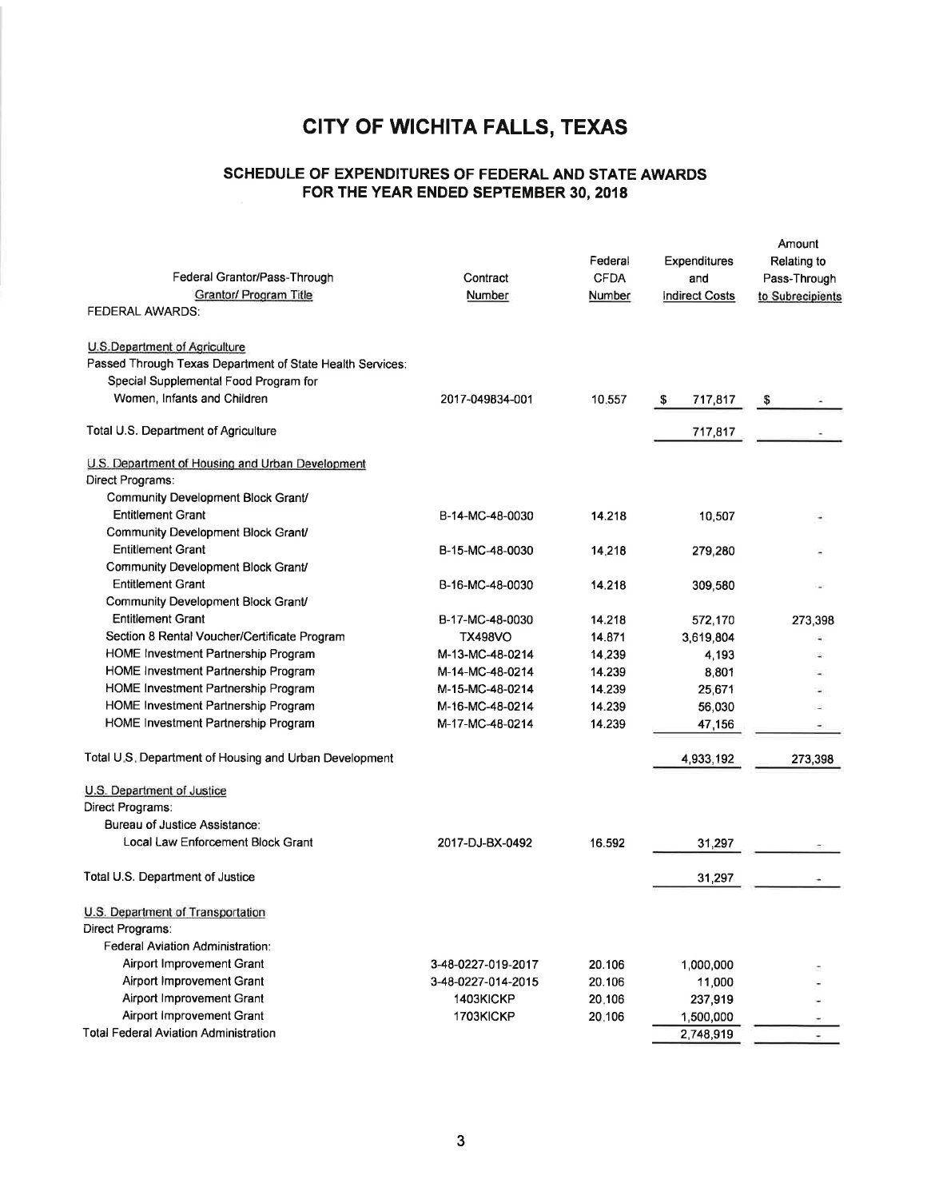# CITY OF WICHITA FALLS, TEXAS

## SCHEDULE OF EXPENDITURES OF FEDERAL AND STATE AWARDS FOR THE YEAR ENDED SEPTEMBER 30, 2018

| Federal Grantor/Pass-Through Grantor/ Program Title | Contract Number | Federal CFDA Number | Expenditures and Indirect Costs | Amount Relating to Pass-Through to Subrecipients |
|---|---|---|---|---|
| FEDERAL AWARDS: | | | | |
| U.S.Department of Agriculture | | | | |
| Passed Through Texas Department of State Health Services: | | | | |
| Special Supplemental Food Program for Women, Infants and Children | 2017-049834-001 | 10.557 | $ 717,817 | $ - |
| Total U.S. Department of Agriculture | | | 717,817 | - |
| U.S. Department of Housing and Urban Development | | | | |
| Direct Programs: | | | | |
| Community Development Block Grant/ Entitlement Grant | B-14-MC-48-0030 | 14.218 | 10,507 | - |
| Community Development Block Grant/ Entitlement Grant | B-15-MC-48-0030 | 14.218 | 279,280 | - |
| Community Development Block Grant/ Entitlement Grant | B-16-MC-48-0030 | 14.218 | 309,580 | - |
| Community Development Block Grant/ Entitlement Grant | B-17-MC-48-0030 | 14.218 | 572,170 | 273,398 |
| Section 8 Rental Voucher/Certificate Program | TX498VO | 14.871 | 3,619,804 | - |
| HOME Investment Partnership Program | M-13-MC-48-0214 | 14.239 | 4,193 | - |
| HOME Investment Partnership Program | M-14-MC-48-0214 | 14.239 | 8,801 | - |
| HOME Investment Partnership Program | M-15-MC-48-0214 | 14.239 | 25,671 | - |
| HOME Investment Partnership Program | M-16-MC-48-0214 | 14.239 | 56,030 | - |
| HOME Investment Partnership Program | M-17-MC-48-0214 | 14.239 | 47,156 | - |
| Total U.S. Department of Housing and Urban Development | | | 4,933,192 | 273,398 |
| U.S. Department of Justice | | | | |
| Direct Programs: | | | | |
| Bureau of Justice Assistance: | | | | |
| Local Law Enforcement Block Grant | 2017-DJ-BX-0492 | 16.592 | 31,297 | - |
| Total U.S. Department of Justice | | | 31,297 | - |
| U.S. Department of Transportation | | | | |
| Direct Programs: | | | | |
| Federal Aviation Administration: | | | | |
| Airport Improvement Grant | 3-48-0227-019-2017 | 20.106 | 1,000,000 | - |
| Airport Improvement Grant | 3-48-0227-014-2015 | 20.106 | 11,000 | - |
| Airport Improvement Grant | 1403KICKP | 20.106 | 237,919 | - |
| Airport Improvement Grant | 1703KICKP | 20.106 | 1,500,000 | - |
| Total Federal Aviation Administration | | | 2,748,919 | - |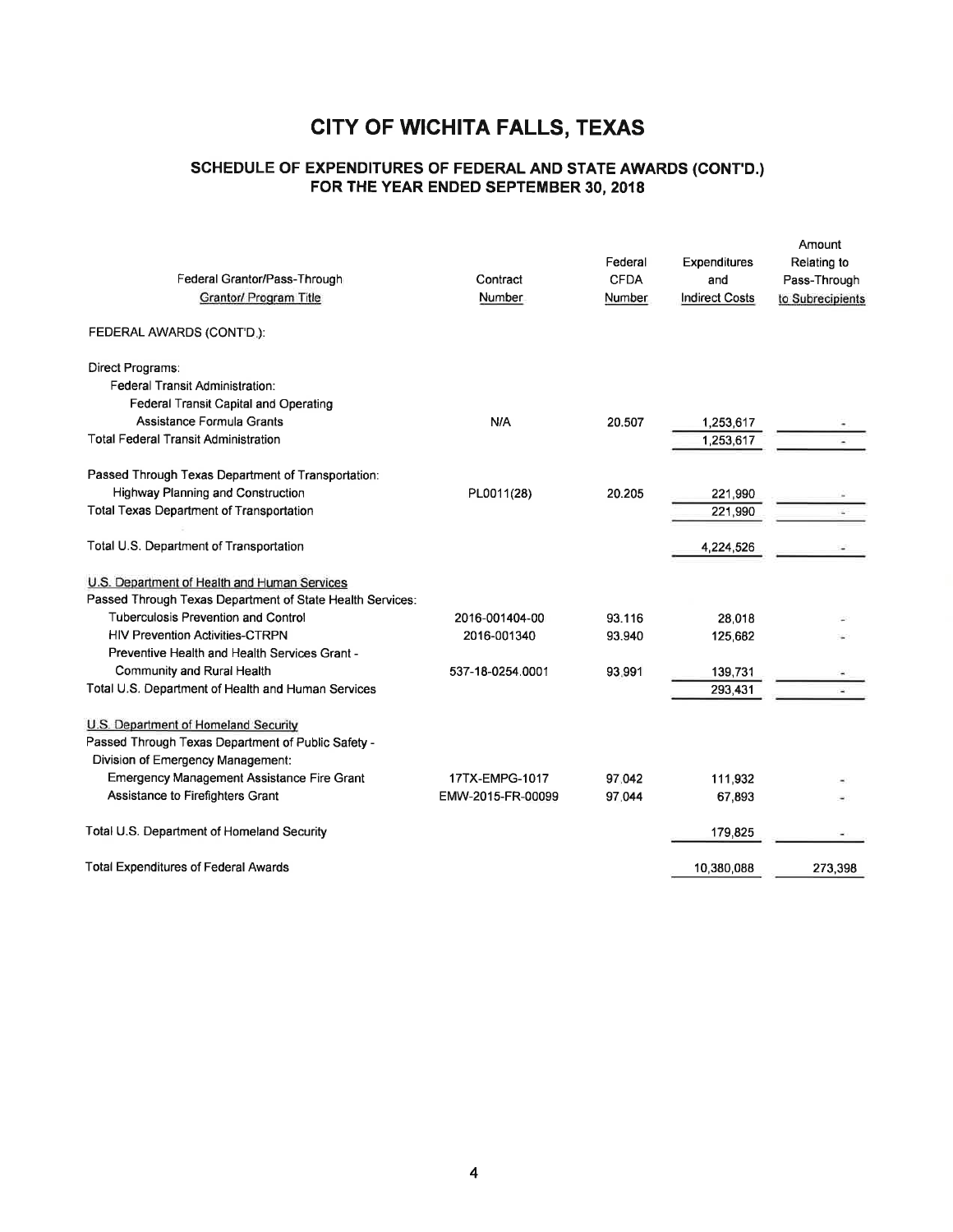# CITY OF WICHITA FALLS, TEXAS

## SCHEDULE OF EXPENDITURES OF FEDERAL AND STATE AWARDS (CONT'D.)
## FOR THE YEAR ENDED SEPTEMBER 30, 2018

| Federal Grantor/Pass-Through Grantor/ Program Title | Contract Number | Federal CFDA Number | Expenditures and Indirect Costs | Amount Relating to Pass-Through to Subrecipients |
|---|---|---|---|---|
| FEDERAL AWARDS (CONT'D.): | | | | |
| Direct Programs: | | | | |
| Federal Transit Administration: | | | | |
| Federal Transit Capital and Operating Assistance Formula Grants | N/A | 20.507 | 1,253,617 | - |
| Total Federal Transit Administration | | | 1,253,617 | - |
| Passed Through Texas Department of Transportation: | | | | |
| Highway Planning and Construction | PL0011(28) | 20.205 | 221,990 | - |
| Total Texas Department of Transportation | | | 221,990 | - |
| Total U.S. Department of Transportation | | | 4,224,526 | - |
| U.S. Department of Health and Human Services | | | | |
| Passed Through Texas Department of State Health Services: | | | | |
| Tuberculosis Prevention and Control | 2016-001404-00 | 93.116 | 28,018 | - |
| HIV Prevention Activities-CTRPN | 2016-001340 | 93.940 | 125,682 | - |
| Preventive Health and Health Services Grant - Community and Rural Health | 537-18-0254.0001 | 93.991 | 139,731 | - |
| Total U.S. Department of Health and Human Services | | | 293,431 | - |
| U.S. Department of Homeland Security | | | | |
| Passed Through Texas Department of Public Safety - Division of Emergency Management: | | | | |
| Emergency Management Assistance Fire Grant | 17TX-EMPG-1017 | 97.042 | 111,932 | - |
| Assistance to Firefighters Grant | EMW-2015-FR-00099 | 97.044 | 67,893 | - |
| Total U.S. Department of Homeland Security | | | 179,825 | - |
| Total Expenditures of Federal Awards | | | 10,380,088 | 273,398 |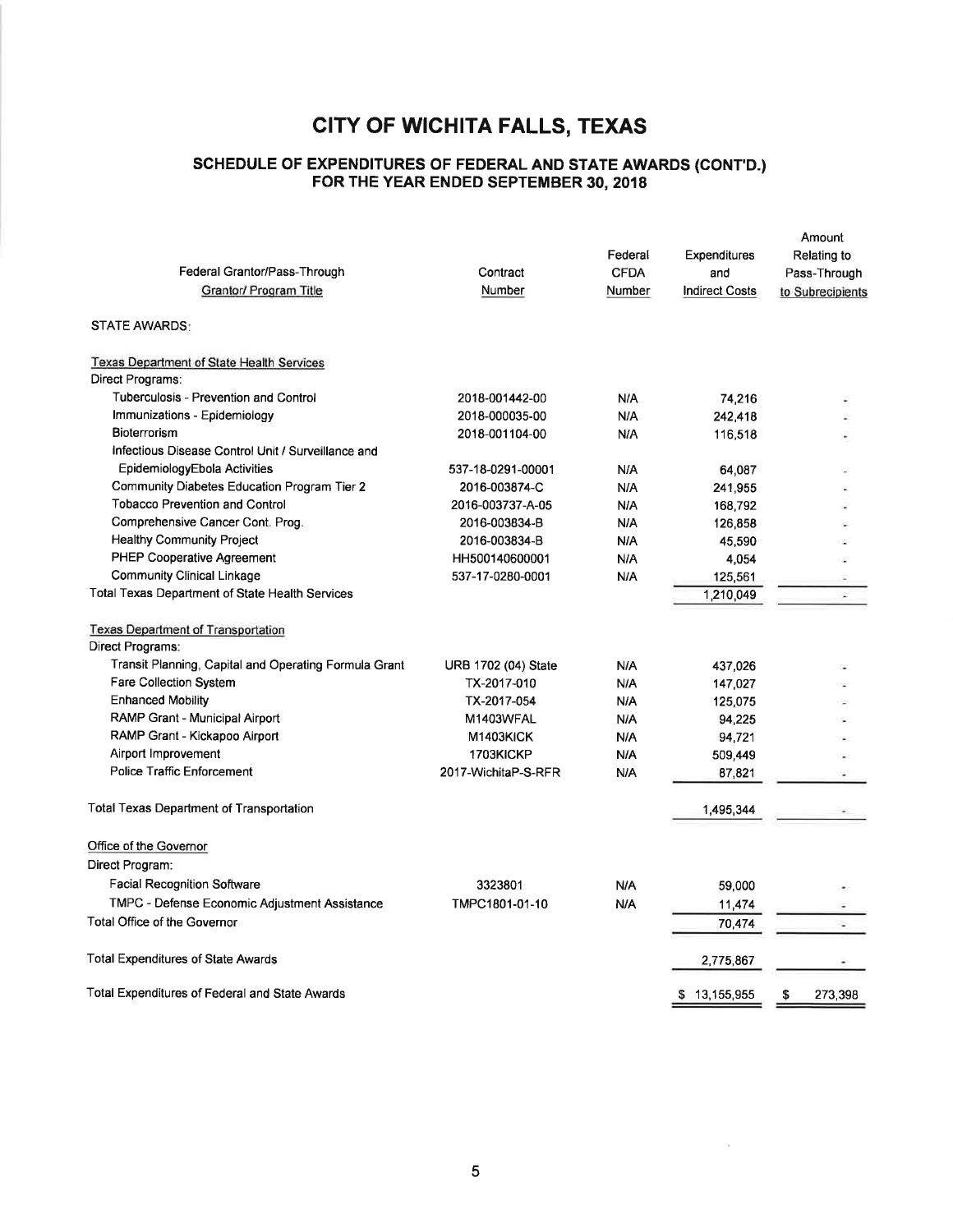# CITY OF WICHITA FALLS, TEXAS

## SCHEDULE OF EXPENDITURES OF FEDERAL AND STATE AWARDS (CONT'D.) FOR THE YEAR ENDED SEPTEMBER 30, 2018

| Federal Grantor/Pass-Through Grantor/ Program Title | Contract Number | Federal CFDA Number | Expenditures and Indirect Costs | Amount Relating to Pass-Through to Subrecipients |
|---|---|---|---|---|
| STATE AWARDS: | | | | |
| Texas Department of State Health Services | | | | |
| Direct Programs: | | | | |
| Tuberculosis - Prevention and Control | 2018-001442-00 | N/A | 74,216 | - |
| Immunizations - Epidemiology | 2018-000035-00 | N/A | 242,418 | - |
| Bioterrorism | 2018-001104-00 | N/A | 116,518 | - |
| Infectious Disease Control Unit / Surveillance and EpidemiologyEbola Activities | 537-18-0291-00001 | N/A | 64,087 | - |
| Community Diabetes Education Program Tier 2 | 2016-003874-C | N/A | 241,955 | - |
| Tobacco Prevention and Control | 2016-003737-A-05 | N/A | 168,792 | - |
| Comprehensive Cancer Cont. Prog. | 2016-003834-B | N/A | 126,858 | - |
| Healthy Community Project | 2016-003834-B | N/A | 45,590 | - |
| PHEP Cooperative Agreement | HH500140600001 | N/A | 4,054 | - |
| Community Clinical Linkage | 537-17-0280-0001 | N/A | 125,561 | - |
| Total Texas Department of State Health Services | | | 1,210,049 | - |
| Texas Department of Transportation | | | | |
| Direct Programs: | | | | |
| Transit Planning, Capital and Operating Formula Grant | URB 1702 (04) State | N/A | 437,026 | - |
| Fare Collection System | TX-2017-010 | N/A | 147,027 | - |
| Enhanced Mobility | TX-2017-054 | N/A | 125,075 | - |
| RAMP Grant - Municipal Airport | M1403WFAL | N/A | 94,225 | - |
| RAMP Grant - Kickapoo Airport | M1403KICK | N/A | 94,721 | - |
| Airport Improvement | 1703KICKP | N/A | 509,449 | - |
| Police Traffic Enforcement | 2017-WichitaP-S-RFR | N/A | 87,821 | - |
| Total Texas Department of Transportation | | | 1,495,344 | - |
| Office of the Governor | | | | |
| Direct Program: | | | | |
| Facial Recognition Software | 3323801 | N/A | 59,000 | - |
| TMPC - Defense Economic Adjustment Assistance | TMPC1801-01-10 | N/A | 11,474 | - |
| Total Office of the Governor | | | 70,474 | - |
| Total Expenditures of State Awards | | | 2,775,867 | - |
| Total Expenditures of Federal and State Awards | | | $ 13,155,955 | $ 273,398 |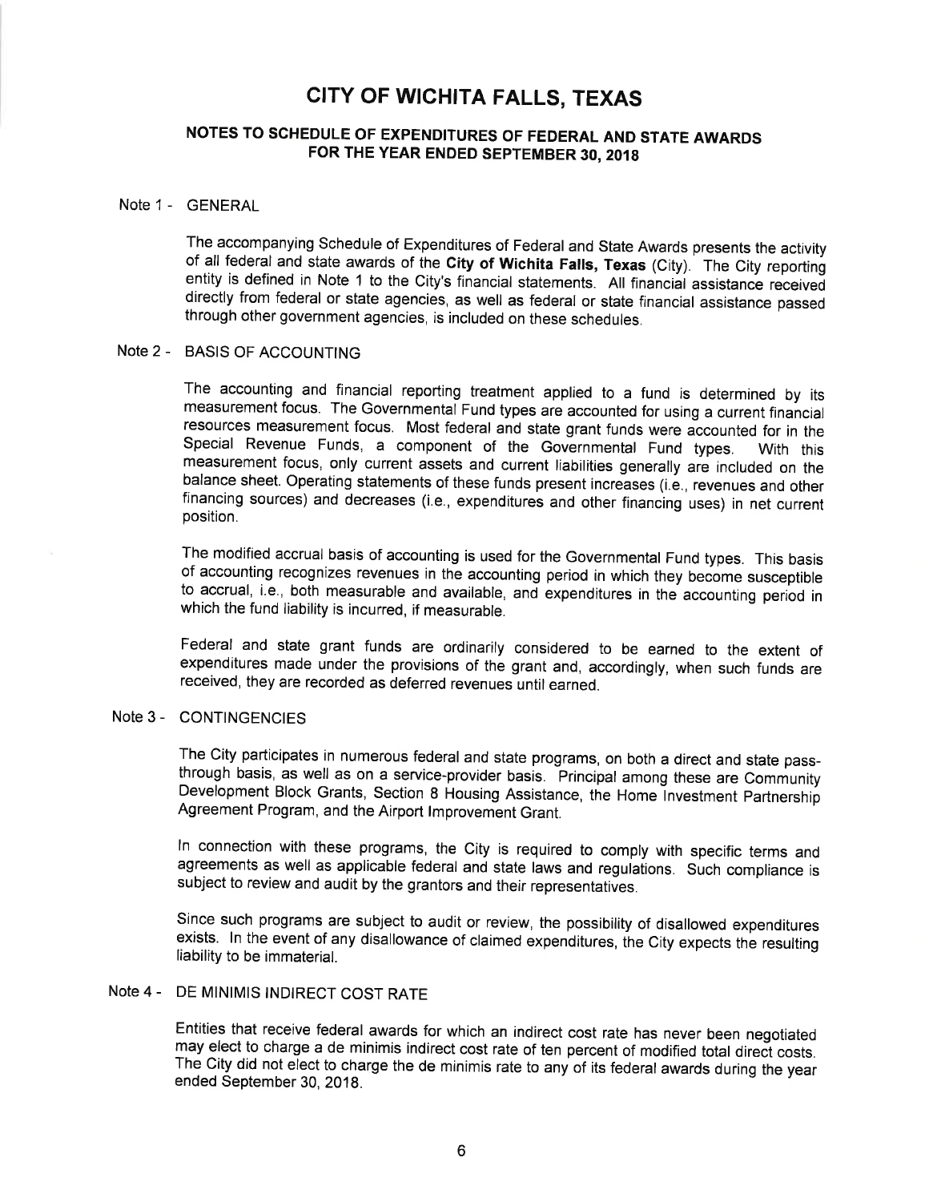# CITY OF WICHITA FALLS, TEXAS

## NOTES TO SCHEDULE OF EXPENDITURES OF FEDERAL AND STATE AWARDS FOR THE YEAR ENDED SEPTEMBER 30, 2018

### Note 1 - GENERAL

The accompanying Schedule of Expenditures of Federal and State Awards presents the activity of all federal and state awards of the **City of Wichita Falls, Texas** (City). The City reporting entity is defined in Note 1 to the City's financial statements. All financial assistance received directly from federal or state agencies, as well as federal or state financial assistance passed through other government agencies, is included on these schedules.

### Note 2 - BASIS OF ACCOUNTING

The accounting and financial reporting treatment applied to a fund is determined by its measurement focus. The Governmental Fund types are accounted for using a current financial resources measurement focus. Most federal and state grant funds were accounted for in the Special Revenue Funds, a component of the Governmental Fund types. With this measurement focus, only current assets and current liabilities generally are included on the balance sheet. Operating statements of these funds present increases (i.e., revenues and other financing sources) and decreases (i.e., expenditures and other financing uses) in net current position.

The modified accrual basis of accounting is used for the Governmental Fund types. This basis of accounting recognizes revenues in the accounting period in which they become susceptible to accrual, i.e., both measurable and available, and expenditures in the accounting period in which the fund liability is incurred, if measurable.

Federal and state grant funds are ordinarily considered to be earned to the extent of expenditures made under the provisions of the grant and, accordingly, when such funds are received, they are recorded as deferred revenues until earned.

### Note 3 - CONTINGENCIES

The City participates in numerous federal and state programs, on both a direct and state pass-through basis, as well as on a service-provider basis. Principal among these are Community Development Block Grants, Section 8 Housing Assistance, the Home Investment Partnership Agreement Program, and the Airport Improvement Grant.

In connection with these programs, the City is required to comply with specific terms and agreements as well as applicable federal and state laws and regulations. Such compliance is subject to review and audit by the grantors and their representatives.

Since such programs are subject to audit or review, the possibility of disallowed expenditures exists. In the event of any disallowance of claimed expenditures, the City expects the resulting liability to be immaterial.

### Note 4 - DE MINIMIS INDIRECT COST RATE

Entities that receive federal awards for which an indirect cost rate has never been negotiated may elect to charge a de minimis indirect cost rate of ten percent of modified total direct costs. The City did not elect to charge the de minimis rate to any of its federal awards during the year ended September 30, 2018.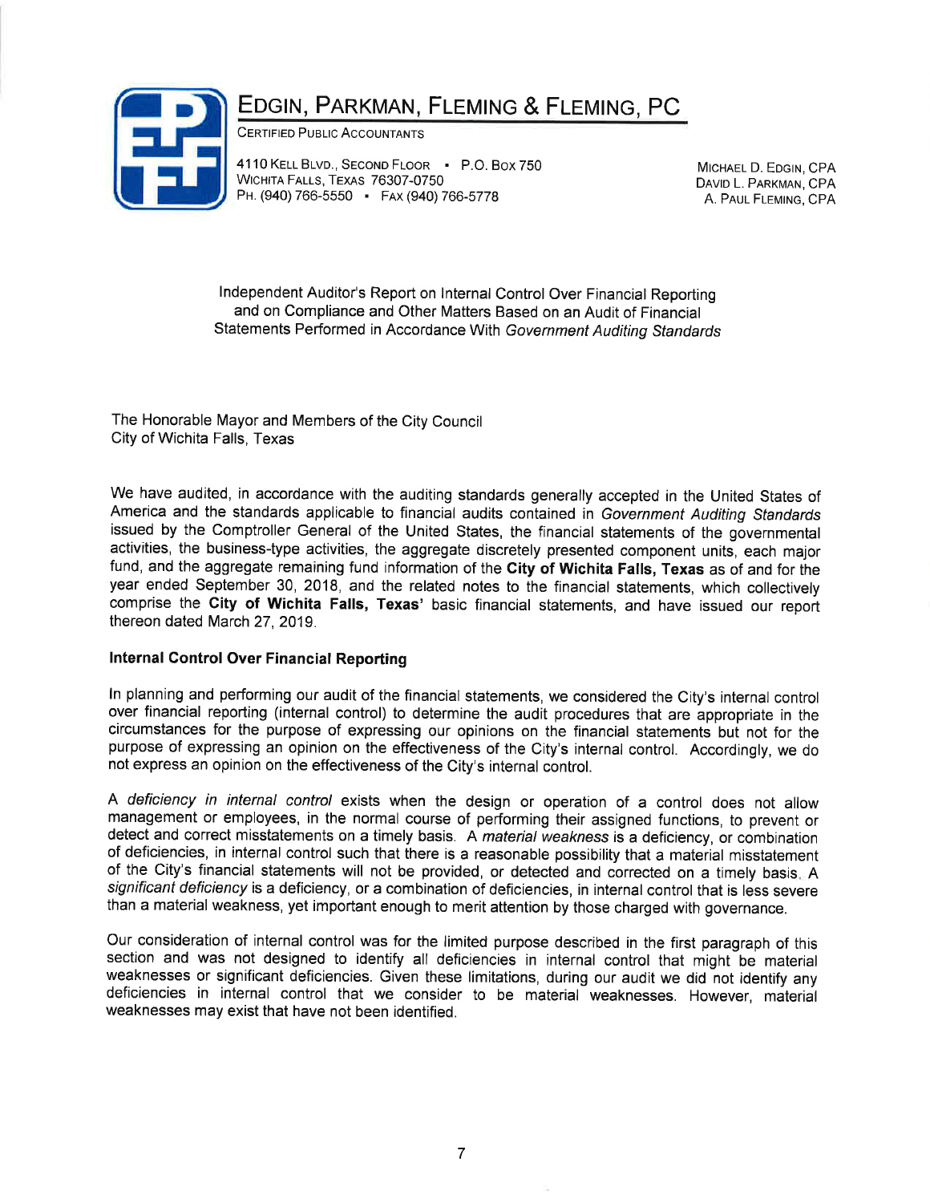# EDGIN, PARKMAN, FLEMING & FLEMING, PC

CERTIFIED PUBLIC ACCOUNTANTS

4110 KELL BLVD., SECOND FLOOR • P.O. BOX 750
WICHITA FALLS, TEXAS 76307-0750
PH. (940) 766-5550 • FAX (940) 766-5778

MICHAEL D. EDGIN, CPA
DAVID L. PARKMAN, CPA
A. PAUL FLEMING, CPA

Independent Auditor's Report on Internal Control Over Financial Reporting and on Compliance and Other Matters Based on an Audit of Financial Statements Performed in Accordance With *Government Auditing Standards*

The Honorable Mayor and Members of the City Council
City of Wichita Falls, Texas

We have audited, in accordance with the auditing standards generally accepted in the United States of America and the standards applicable to financial audits contained in *Government Auditing Standards* issued by the Comptroller General of the United States, the financial statements of the governmental activities, the business-type activities, the aggregate discretely presented component units, each major fund, and the aggregate remaining fund information of the **City of Wichita Falls, Texas** as of and for the year ended September 30, 2018, and the related notes to the financial statements, which collectively comprise the **City of Wichita Falls, Texas'** basic financial statements, and have issued our report thereon dated March 27, 2019.

**Internal Control Over Financial Reporting**

In planning and performing our audit of the financial statements, we considered the City's internal control over financial reporting (internal control) to determine the audit procedures that are appropriate in the circumstances for the purpose of expressing our opinions on the financial statements but not for the purpose of expressing an opinion on the effectiveness of the City's internal control. Accordingly, we do not express an opinion on the effectiveness of the City's internal control.

A *deficiency in internal control* exists when the design or operation of a control does not allow management or employees, in the normal course of performing their assigned functions, to prevent or detect and correct misstatements on a timely basis. A *material weakness* is a deficiency, or combination of deficiencies, in internal control such that there is a reasonable possibility that a material misstatement of the City's financial statements will not be provided, or detected and corrected on a timely basis. A *significant deficiency* is a deficiency, or a combination of deficiencies, in internal control that is less severe than a material weakness, yet important enough to merit attention by those charged with governance.

Our consideration of internal control was for the limited purpose described in the first paragraph of this section and was not designed to identify all deficiencies in internal control that might be material weaknesses or significant deficiencies. Given these limitations, during our audit we did not identify any deficiencies in internal control that we consider to be material weaknesses. However, material weaknesses may exist that have not been identified.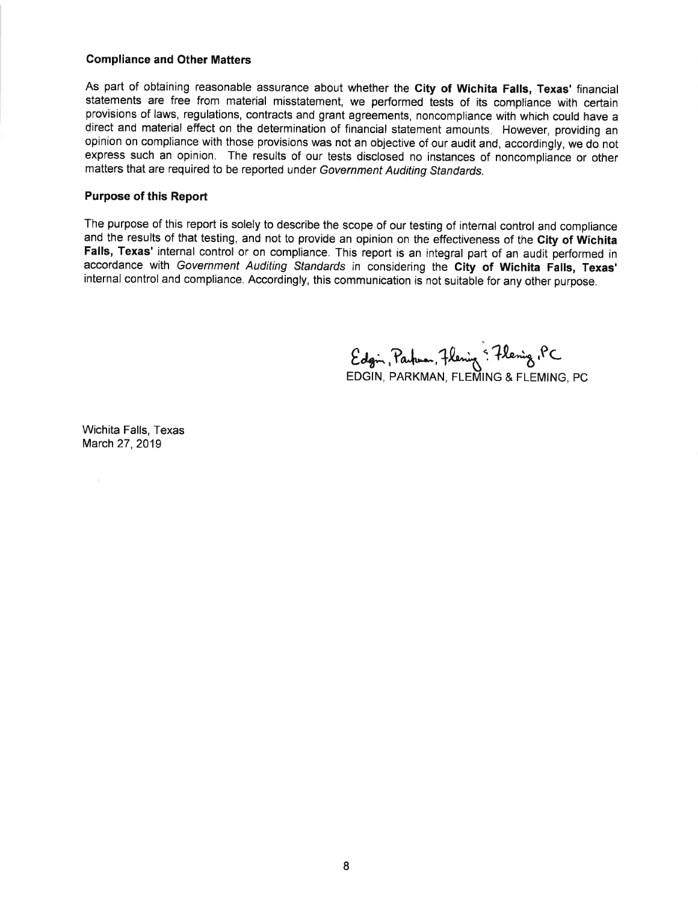### Compliance and Other Matters

As part of obtaining reasonable assurance about whether the **City of Wichita Falls, Texas'** financial statements are free from material misstatement, we performed tests of its compliance with certain provisions of laws, regulations, contracts and grant agreements, noncompliance with which could have a direct and material effect on the determination of financial statement amounts. However, providing an opinion on compliance with those provisions was not an objective of our audit and, accordingly, we do not express such an opinion. The results of our tests disclosed no instances of noncompliance or other matters that are required to be reported under *Government Auditing Standards*.

### Purpose of this Report

The purpose of this report is solely to describe the scope of our testing of internal control and compliance and the results of that testing, and not to provide an opinion on the effectiveness of the **City of Wichita Falls, Texas'** internal control or on compliance. This report is an integral part of an audit performed in accordance with *Government Auditing Standards* in considering the **City of Wichita Falls, Texas'** internal control and compliance. Accordingly, this communication is not suitable for any other purpose.

Edgin, Parkman, Fleming & Fleming, PC

EDGIN, PARKMAN, FLEMING & FLEMING, PC

Wichita Falls, Texas
March 27, 2019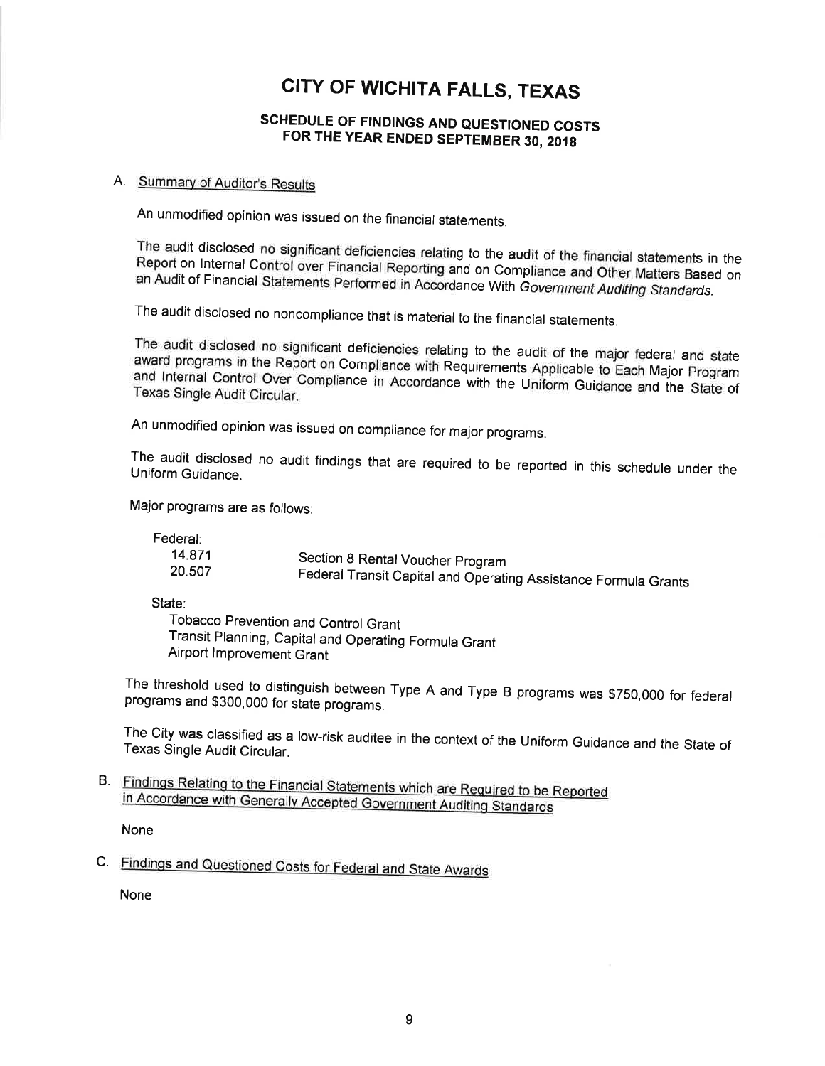# CITY OF WICHITA FALLS, TEXAS

## SCHEDULE OF FINDINGS AND QUESTIONED COSTS FOR THE YEAR ENDED SEPTEMBER 30, 2018

### A. Summary of Auditor's Results

An unmodified opinion was issued on the financial statements.

The audit disclosed no significant deficiencies relating to the audit of the financial statements in the Report on Internal Control over Financial Reporting and on Compliance and Other Matters Based on an Audit of Financial Statements Performed in Accordance With *Government Auditing Standards*.

The audit disclosed no noncompliance that is material to the financial statements.

The audit disclosed no significant deficiencies relating to the audit of the major federal and state award programs in the Report on Compliance with Requirements Applicable to Each Major Program and Internal Control Over Compliance in Accordance with the Uniform Guidance and the State of Texas Single Audit Circular.

An unmodified opinion was issued on compliance for major programs.

The audit disclosed no audit findings that are required to be reported in this schedule under the Uniform Guidance.

Major programs are as follows:

Federal:

| | |
|---|---|
| 14.871 | Section 8 Rental Voucher Program |
| 20.507 | Federal Transit Capital and Operating Assistance Formula Grants |

State:

Tobacco Prevention and Control Grant
Transit Planning, Capital and Operating Formula Grant
Airport Improvement Grant

The threshold used to distinguish between Type A and Type B programs was $750,000 for federal programs and $300,000 for state programs.

The City was classified as a low-risk auditee in the context of the Uniform Guidance and the State of Texas Single Audit Circular.

### B. Findings Relating to the Financial Statements which are Required to be Reported in Accordance with Generally Accepted Government Auditing Standards

None

### C. Findings and Questioned Costs for Federal and State Awards

None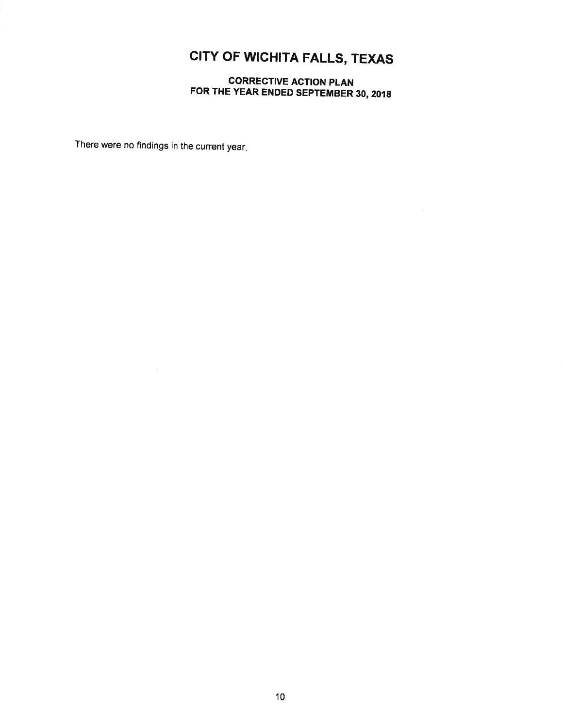# CITY OF WICHITA FALLS, TEXAS

## CORRECTIVE ACTION PLAN
## FOR THE YEAR ENDED SEPTEMBER 30, 2018

There were no findings in the current year.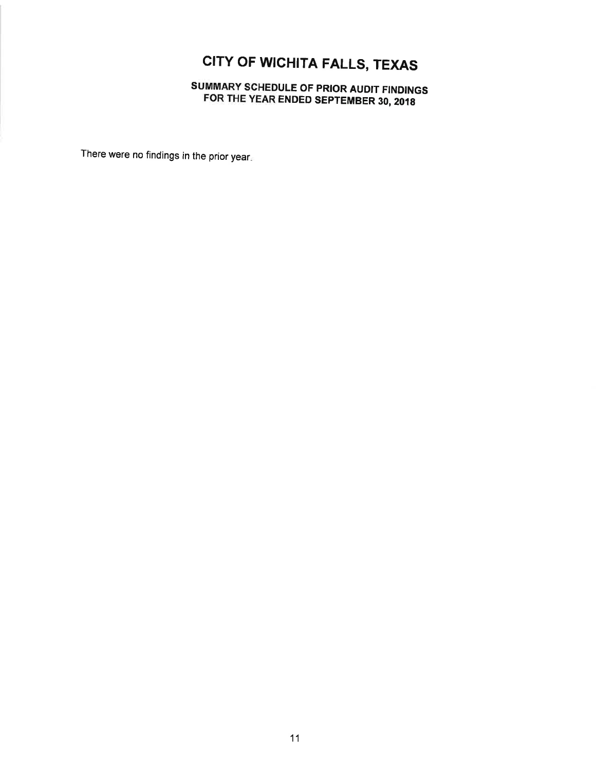# CITY OF WICHITA FALLS, TEXAS

## SUMMARY SCHEDULE OF PRIOR AUDIT FINDINGS
## FOR THE YEAR ENDED SEPTEMBER 30, 2018

There were no findings in the prior year.